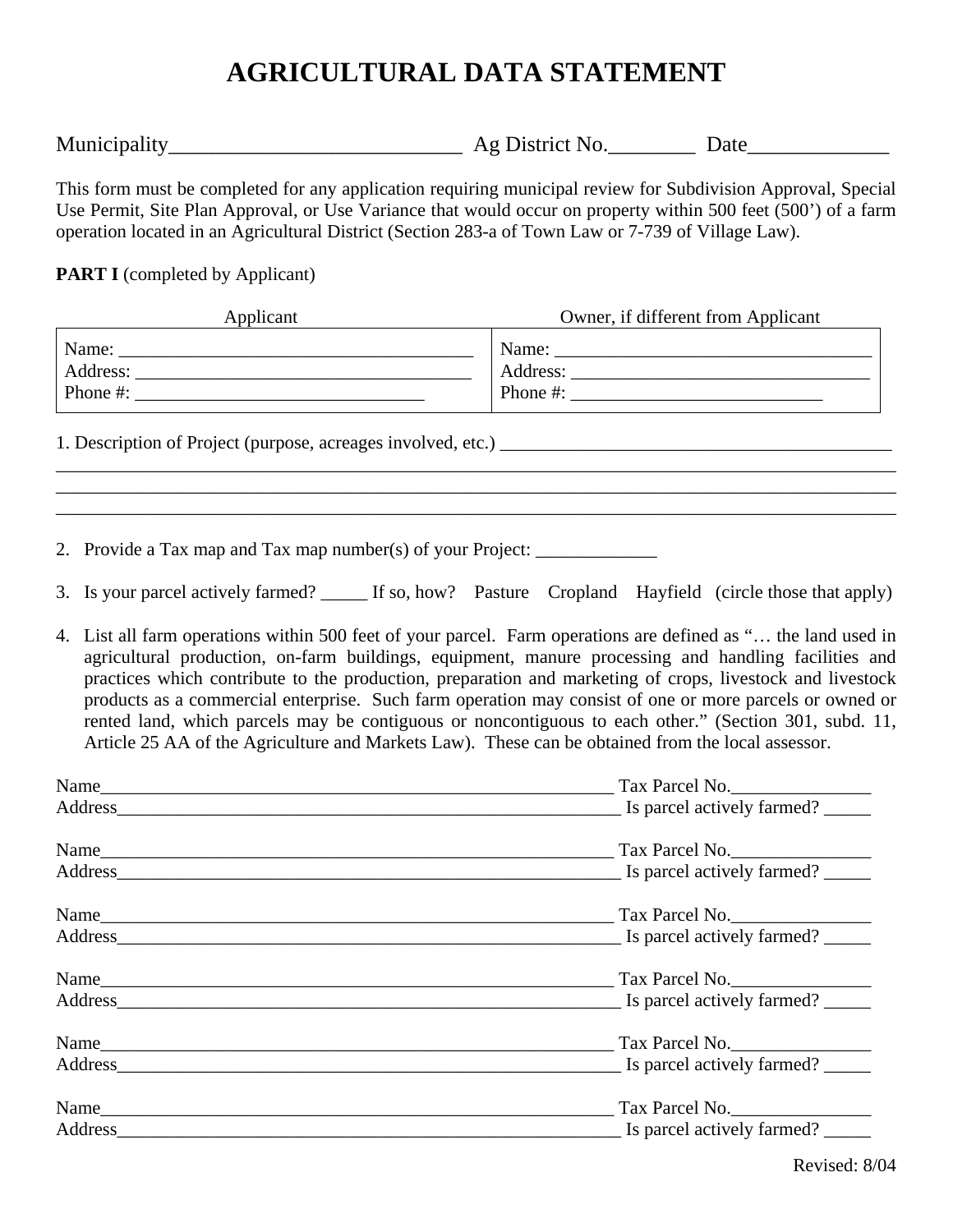# AGRICULTURAL DATA STATEMENT

Municipality___________________________ Ag District No.________ Date_____________

This form must be completed for any application requiring municipal review for Subdivision Approval, Special Use Permit, Site Plan Approval, or Use Variance that would occur on property within 500 feet (500') of a farm operation located in an Agricultural District (Section 283-a of Town Law or 7-739 of Village Law).

**PART I** (completed by Applicant)

| Applicant | Owner, if different from Applicant |
|---|---|
| Name: ______________________________________<br>Address: ____________________________________<br>Phone #: ______________________________ | Name: __________________________________<br>Address: ________________________________<br>Phone #: __________________________ |

1. Description of Project (purpose, acreages involved, etc.) ___________________________________________
_____________________________________________________________________________________________
_____________________________________________________________________________________________
_____________________________________________________________________________________________

2. Provide a Tax map and Tax map number(s) of your Project: _____________

3. Is your parcel actively farmed? _____ If so, how? Pasture Cropland Hayfield (circle those that apply)

4. List all farm operations within 500 feet of your parcel. Farm operations are defined as "… the land used in agricultural production, on-farm buildings, equipment, manure processing and handling facilities and practices which contribute to the production, preparation and marketing of crops, livestock and livestock products as a commercial enterprise. Such farm operation may consist of one or more parcels or owned or rented land, which parcels may be contiguous or noncontiguous to each other." (Section 301, subd. 11, Article 25 AA of the Agriculture and Markets Law). These can be obtained from the local assessor.

Name__________________________________________________________ Tax Parcel No._______________
Address________________________________________________________ Is parcel actively farmed? _____

Name__________________________________________________________ Tax Parcel No._______________
Address________________________________________________________ Is parcel actively farmed? _____

Name__________________________________________________________ Tax Parcel No._______________
Address________________________________________________________ Is parcel actively farmed? _____

Name__________________________________________________________ Tax Parcel No._______________
Address________________________________________________________ Is parcel actively farmed? _____

Name__________________________________________________________ Tax Parcel No._______________
Address________________________________________________________ Is parcel actively farmed? _____

Name__________________________________________________________ Tax Parcel No._______________
Address________________________________________________________ Is parcel actively farmed? _____

Revised: 8/04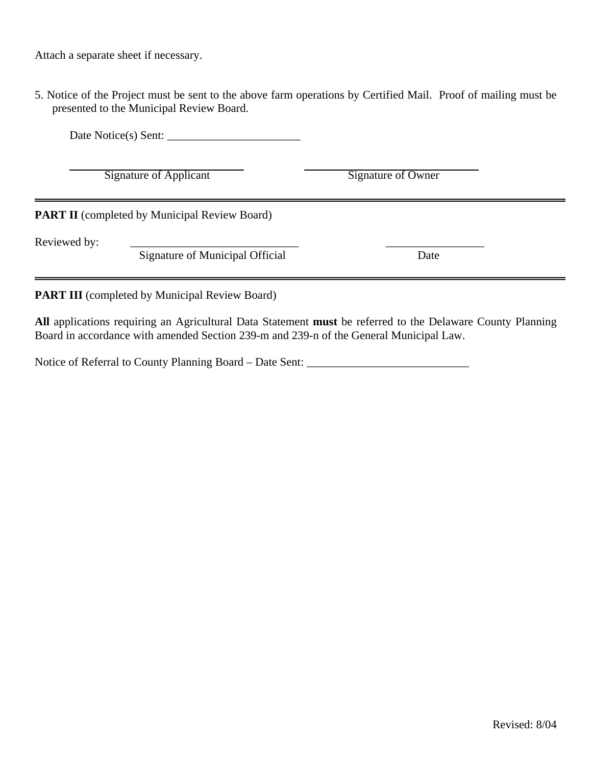Attach a separate sheet if necessary.

5. Notice of the Project must be sent to the above farm operations by Certified Mail. Proof of mailing must be presented to the Municipal Review Board.

   Date Notice(s) Sent: _______________________

   ____________________________ ____________________________
   Signature of Applicant Signature of Owner

---

**PART II** (completed by Municipal Review Board)

Reviewed by: _____________________________ _________________
Signature of Municipal Official Date

---

**PART III** (completed by Municipal Review Board)

**All** applications requiring an Agricultural Data Statement **must** be referred to the Delaware County Planning Board in accordance with amended Section 239-m and 239-n of the General Municipal Law.

Notice of Referral to County Planning Board – Date Sent: ____________________________

Revised: 8/04